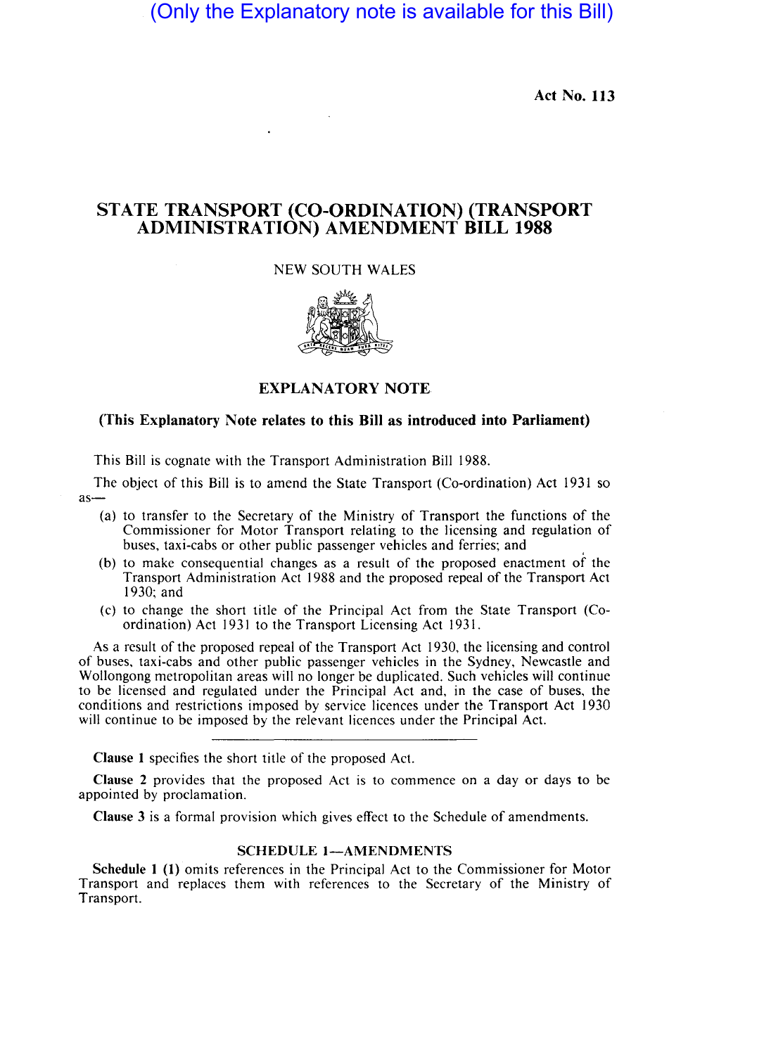(Only the Explanatory note is available for this Bill)

**Act No. 113**

# STATE TRANSPORT (CO-ORDINATION) (TRANSPORT ADMINISTRATION) AMENDMENT BILL 1988

NEW SOUTH WALES

## EXPLANATORY NOTE

**(This Explanatory Note relates to this Bill as introduced into Parliament)**

This Bill is cognate with the Transport Administration Bill 1988.

The object of this Bill is to amend the State Transport (Co-ordination) Act 1931 so as—

(a) to transfer to the Secretary of the Ministry of Transport the functions of the Commissioner for Motor Transport relating to the licensing and regulation of buses, taxi-cabs or other public passenger vehicles and ferries; and

(b) to make consequential changes as a result of the proposed enactment of the Transport Administration Act 1988 and the proposed repeal of the Transport Act 1930; and

(c) to change the short title of the Principal Act from the State Transport (Co-ordination) Act 1931 to the Transport Licensing Act 1931.

As a result of the proposed repeal of the Transport Act 1930, the licensing and control of buses, taxi-cabs and other public passenger vehicles in the Sydney, Newcastle and Wollongong metropolitan areas will no longer be duplicated. Such vehicles will continue to be licensed and regulated under the Principal Act and, in the case of buses, the conditions and restrictions imposed by service licences under the Transport Act 1930 will continue to be imposed by the relevant licences under the Principal Act.

---

**Clause 1** specifies the short title of the proposed Act.

**Clause 2** provides that the proposed Act is to commence on a day or days to be appointed by proclamation.

**Clause 3** is a formal provision which gives effect to the Schedule of amendments.

### SCHEDULE 1—AMENDMENTS

**Schedule 1 (1)** omits references in the Principal Act to the Commissioner for Motor Transport and replaces them with references to the Secretary of the Ministry of Transport.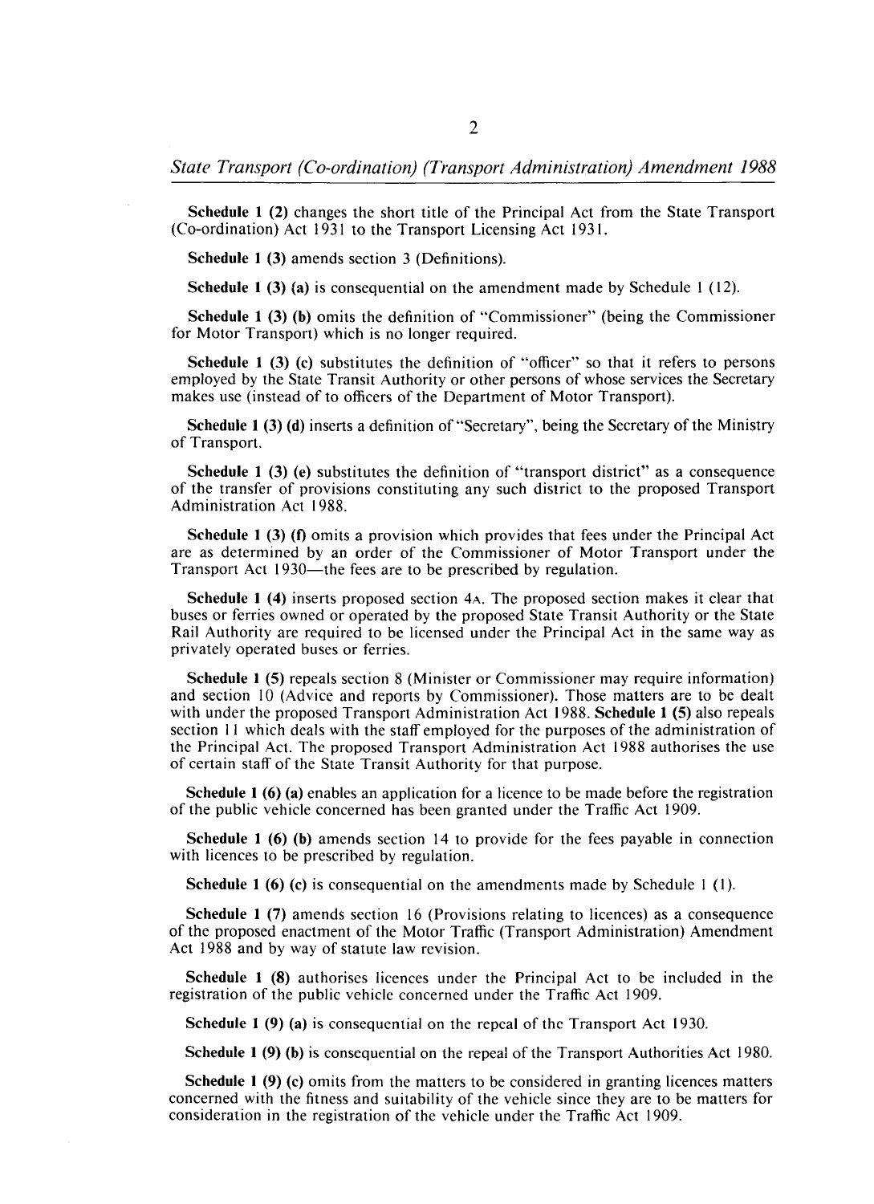**Schedule 1 (2)** changes the short title of the Principal Act from the State Transport (Co-ordination) Act 1931 to the Transport Licensing Act 1931.

**Schedule 1 (3)** amends section 3 (Definitions).

**Schedule 1 (3) (a)** is consequential on the amendment made by Schedule 1 (12).

**Schedule 1 (3) (b)** omits the definition of "Commissioner" (being the Commissioner for Motor Transport) which is no longer required.

**Schedule 1 (3) (c)** substitutes the definition of "officer" so that it refers to persons employed by the State Transit Authority or other persons of whose services the Secretary makes use (instead of to officers of the Department of Motor Transport).

**Schedule 1 (3) (d)** inserts a definition of "Secretary", being the Secretary of the Ministry of Transport.

**Schedule 1 (3) (e)** substitutes the definition of "transport district" as a consequence of the transfer of provisions constituting any such district to the proposed Transport Administration Act 1988.

**Schedule 1 (3) (f)** omits a provision which provides that fees under the Principal Act are as determined by an order of the Commissioner of Motor Transport under the Transport Act 1930—the fees are to be prescribed by regulation.

**Schedule 1 (4)** inserts proposed section 4A. The proposed section makes it clear that buses or ferries owned or operated by the proposed State Transit Authority or the State Rail Authority are required to be licensed under the Principal Act in the same way as privately operated buses or ferries.

**Schedule 1 (5)** repeals section 8 (Minister or Commissioner may require information) and section 10 (Advice and reports by Commissioner). Those matters are to be dealt with under the proposed Transport Administration Act 1988. **Schedule 1 (5)** also repeals section 11 which deals with the staff employed for the purposes of the administration of the Principal Act. The proposed Transport Administration Act 1988 authorises the use of certain staff of the State Transit Authority for that purpose.

**Schedule 1 (6) (a)** enables an application for a licence to be made before the registration of the public vehicle concerned has been granted under the Traffic Act 1909.

**Schedule 1 (6) (b)** amends section 14 to provide for the fees payable in connection with licences to be prescribed by regulation.

**Schedule 1 (6) (c)** is consequential on the amendments made by Schedule 1 (1).

**Schedule 1 (7)** amends section 16 (Provisions relating to licences) as a consequence of the proposed enactment of the Motor Traffic (Transport Administration) Amendment Act 1988 and by way of statute law revision.

**Schedule 1 (8)** authorises licences under the Principal Act to be included in the registration of the public vehicle concerned under the Traffic Act 1909.

**Schedule 1 (9) (a)** is consequential on the repeal of the Transport Act 1930.

**Schedule 1 (9) (b)** is consequential on the repeal of the Transport Authorities Act 1980.

**Schedule 1 (9) (c)** omits from the matters to be considered in granting licences matters concerned with the fitness and suitability of the vehicle since they are to be matters for consideration in the registration of the vehicle under the Traffic Act 1909.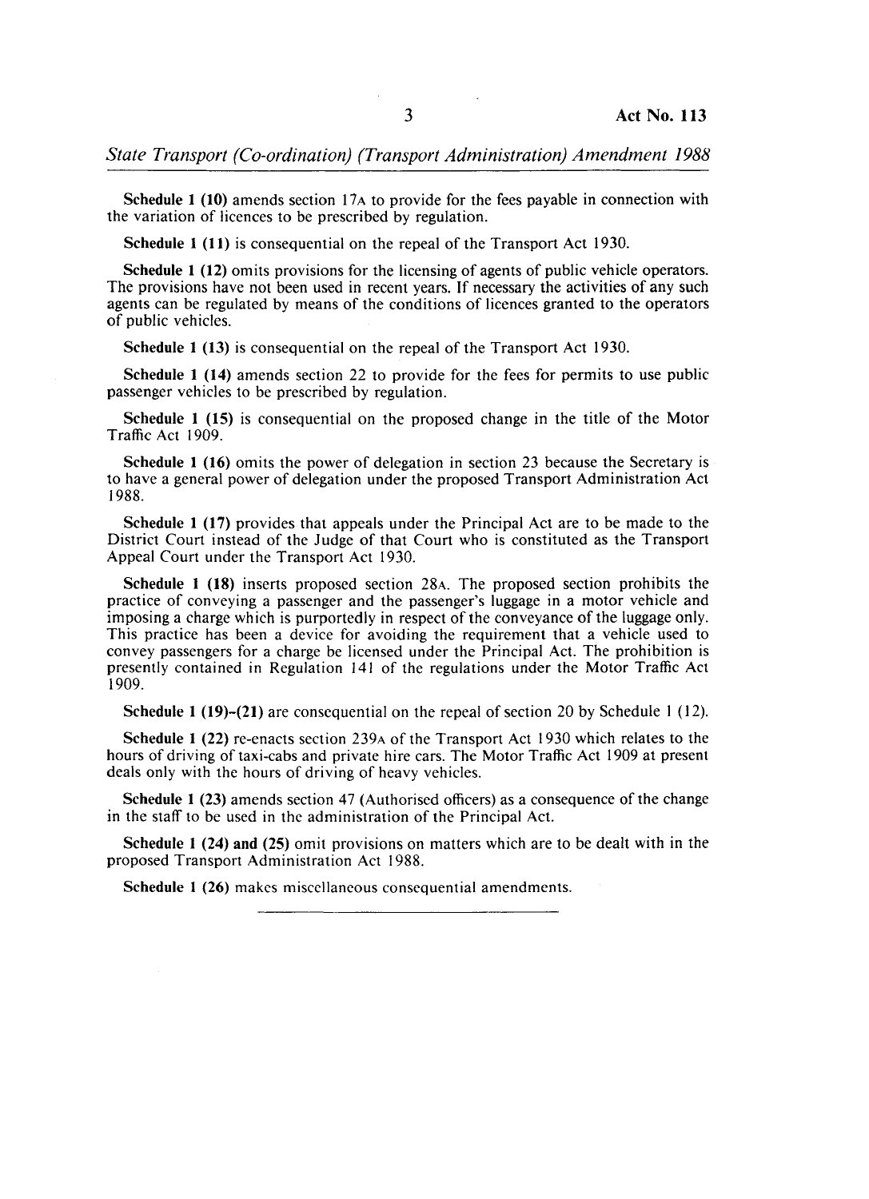**Schedule 1 (10)** amends section 17A to provide for the fees payable in connection with the variation of licences to be prescribed by regulation.

**Schedule 1 (11)** is consequential on the repeal of the Transport Act 1930.

**Schedule 1 (12)** omits provisions for the licensing of agents of public vehicle operators. The provisions have not been used in recent years. If necessary the activities of any such agents can be regulated by means of the conditions of licences granted to the operators of public vehicles.

**Schedule 1 (13)** is consequential on the repeal of the Transport Act 1930.

**Schedule 1 (14)** amends section 22 to provide for the fees for permits to use public passenger vehicles to be prescribed by regulation.

**Schedule 1 (15)** is consequential on the proposed change in the title of the Motor Traffic Act 1909.

**Schedule 1 (16)** omits the power of delegation in section 23 because the Secretary is to have a general power of delegation under the proposed Transport Administration Act 1988.

**Schedule 1 (17)** provides that appeals under the Principal Act are to be made to the District Court instead of the Judge of that Court who is constituted as the Transport Appeal Court under the Transport Act 1930.

**Schedule 1 (18)** inserts proposed section 28A. The proposed section prohibits the practice of conveying a passenger and the passenger's luggage in a motor vehicle and imposing a charge which is purportedly in respect of the conveyance of the luggage only. This practice has been a device for avoiding the requirement that a vehicle used to convey passengers for a charge be licensed under the Principal Act. The prohibition is presently contained in Regulation 141 of the regulations under the Motor Traffic Act 1909.

**Schedule 1 (19)–(21)** are consequential on the repeal of section 20 by Schedule 1 (12).

**Schedule 1 (22)** re-enacts section 239A of the Transport Act 1930 which relates to the hours of driving of taxi-cabs and private hire cars. The Motor Traffic Act 1909 at present deals only with the hours of driving of heavy vehicles.

**Schedule 1 (23)** amends section 47 (Authorised officers) as a consequence of the change in the staff to be used in the administration of the Principal Act.

**Schedule 1 (24) and (25)** omit provisions on matters which are to be dealt with in the proposed Transport Administration Act 1988.

**Schedule 1 (26)** makes miscellaneous consequential amendments.